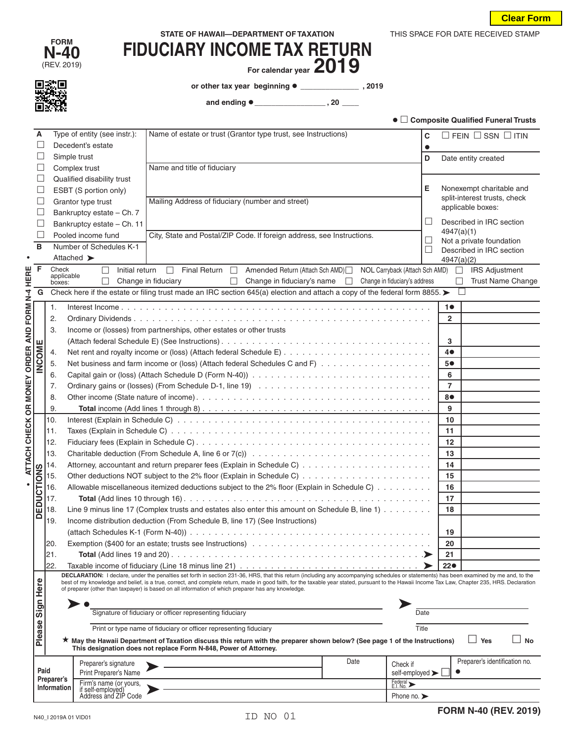Clear Form

FORM **N-40** (REV. 2019)

STATE OF HAWAII—DEPARTMENT OF TAXATION

# FIDUCIARY INCOME TAX RETURN

For calendar year **2019**

THIS SPACE FOR DATE RECEIVED STAMP

or other tax year beginning ● ____________, 2019

and ending ● ______________, 20 ____

● ☐ Composite Qualified Funeral Trusts

| | |
|---|---|
| **A** Type of entity (see instr.): | Name of estate or trust (Grantor type trust, see Instructions) |
| ☐ Decedent's estate | |
| ☐ Simple trust | |
| ☐ Complex trust | Name and title of fiduciary |
| ☐ Qualified disability trust | |
| ☐ ESBT (S portion only) | |
| ☐ Grantor type trust | Mailing Address of fiduciary (number and street) |
| ☐ Bankruptcy estate – Ch. 7 | |
| ☐ Bankruptcy estate – Ch. 11 | |
| ☐ Pooled income fund | City, State and Postal/ZIP Code. If foreign address, see Instructions. |
| **B** Number of Schedules K-1 Attached ➤ | |

**C** ● ☐ FEIN ☐ SSN ☐ ITIN

**D** Date entity created

**E** Nonexempt charitable and split-interest trusts, check applicable boxes:
- ☐ Described in IRC section 4947(a)(1)
- ☐ Not a private foundation
- ☐ Described in IRC section 4947(a)(2)

**F** Check applicable boxes: ☐ Initial return ☐ Final Return ☐ Amended Return (Attach Sch AMD) ☐ NOL Carryback (Attach Sch AMD) ☐ IRS Adjustment ☐ Change in fiduciary ☐ Change in fiduciary's name ☐ Change in fiduciary's address ☐ Trust Name Change

**G** Check here if the estate or filing trust made an IRC section 645(a) election and attach a copy of the federal form 8855. ➤ ☐

• ATTACH CHECK OR MONEY ORDER AND FORM N-4 HERE •

| | | Line | Amount |
|---|---|---|---|
| **INCOME** | 1. Interest Income | 1● | |
| | 2. Ordinary Dividends | 2 | |
| | 3. Income or (losses) from partnerships, other estates or other trusts (Attach federal Schedule E) (See Instructions) | 3 | |
| | 4. Net rent and royalty income or (loss) (Attach federal Schedule E) | 4● | |
| | 5. Net business and farm income or (loss) (Attach federal Schedules C and F) | 5● | |
| | 6. Capital gain or (loss) (Attach Schedule D (Form N-40)) | 6 | |
| | 7. Ordinary gains or (losses) (From Schedule D-1, line 19) | 7 | |
| | 8. Other income (State nature of income) | 8● | |
| | 9. **Total** income (Add lines 1 through 8) | 9 | |
| **DEDUCTIONS** | 10. Interest (Explain in Schedule C) | 10 | |
| | 11. Taxes (Explain in Schedule C) | 11 | |
| | 12. Fiduciary fees (Explain in Schedule C) | 12 | |
| | 13. Charitable deduction (From Schedule A, line 6 or 7(c)) | 13 | |
| | 14. Attorney, accountant and return preparer fees (Explain in Schedule C) | 14 | |
| | 15. Other deductions NOT subject to the 2% floor (Explain in Schedule C) | 15 | |
| | 16. Allowable miscellaneous itemized deductions subject to the 2% floor (Explain in Schedule C) | 16 | |
| | 17. **Total** (Add lines 10 through 16) | 17 | |
| | 18. Line 9 minus line 17 (Complex trusts and estates also enter this amount on Schedule B, line 1) | 18 | |
| | 19. Income distribution deduction (From Schedule B, line 17) (See Instructions) (attach Schedules K-1 (Form N-40)) | 19 | |
| | 20. Exemption ($400 for an estate; trusts see Instructions) | 20 | |
| | 21. **Total** (Add lines 19 and 20) ➤ | 21 | |
| | 22. Taxable income of fiduciary (Line 18 minus line 21) ➤ | 22● | |

**Please Sign Here**

**DECLARATION:** I declare, under the penalties set forth in section 231-36, HRS, that this return (including any accompanying schedules or statements) has been examined by me and, to the best of my knowledge and belief, is a true, correct, and complete return, made in good faith, for the taxable year stated, pursuant to the Hawaii Income Tax Law, Chapter 235, HRS. Declaration of preparer (other than taxpayer) is based on all information of which preparer has any knowledge.

➤ ● ______________________ Signature of fiduciary or officer representing fiduciary ➤ ________ Date

______________________ Print or type name of fiduciary or officer representing fiduciary ________ Title

★ **May the Hawaii Department of Taxation discuss this return with the preparer shown below? (See page 1 of the Instructions)** ☐ Yes ☐ No
**This designation does not replace Form N-848, Power of Attorney.**

| **Paid Preparer's Information** | | | |
|---|---|---|---|
| Preparer's signature / Print Preparer's Name ➤ | Date | Check if self-employed ➤ ☐ | Preparer's identification no. ● |
| Firm's name (or yours, if self-employed) Address and ZIP Code ➤ | | Federal E.I. No. ➤ | |
| | | Phone no. ➤ | |

N40_I 2019A 01 VID01

ID NO 01

FORM N-40 (REV. 2019)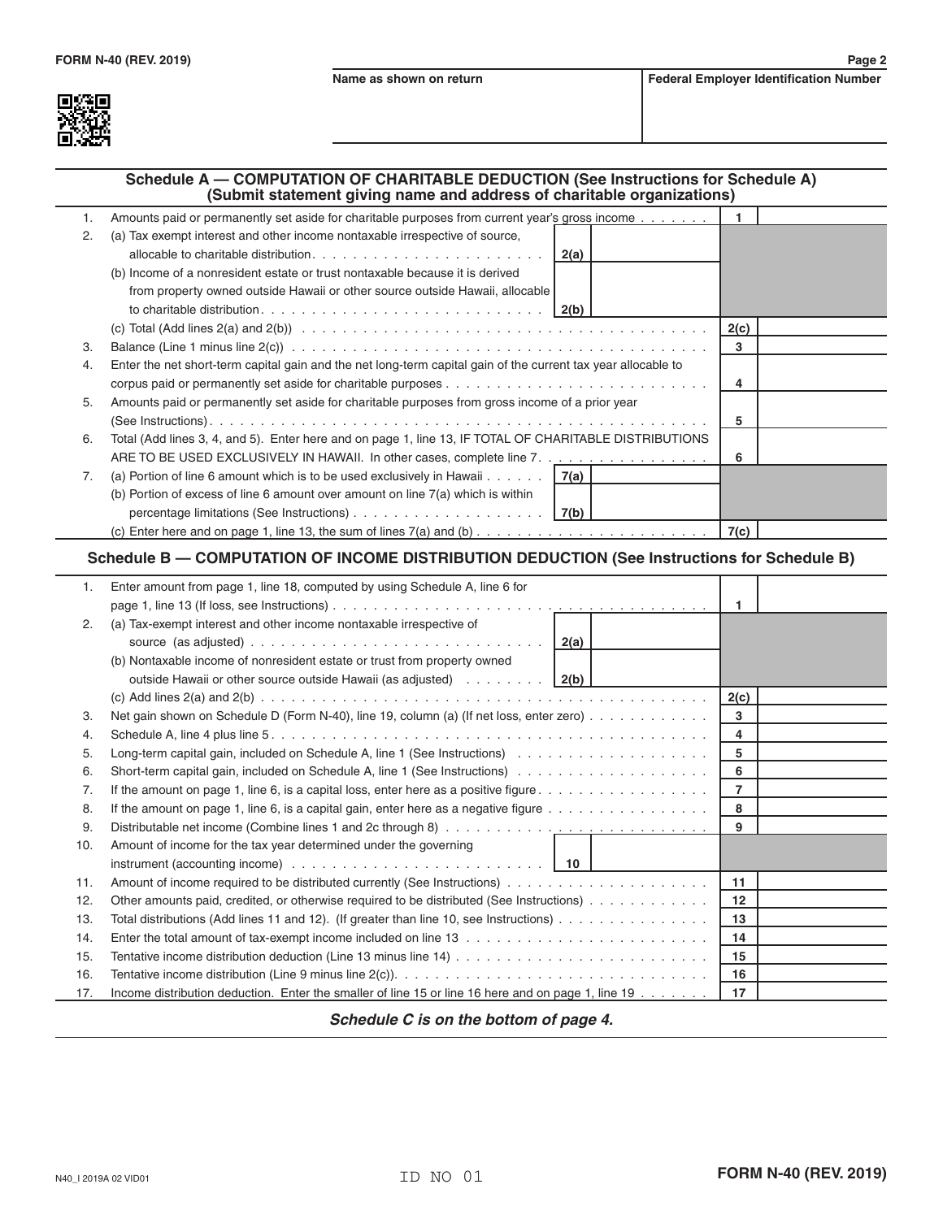| Name as shown on return | Federal Employer Identification Number |
|---|---|
| | |

## Schedule A — COMPUTATION OF CHARITABLE DEDUCTION (See Instructions for Schedule A) (Submit statement giving name and address of charitable organizations)

| | | | | | |
|---|---|---|---|---|---|
| 1. | Amounts paid or permanently set aside for charitable purposes from current year's gross income | | | 1 | |
| 2. | (a) Tax exempt interest and other income nontaxable irrespective of source, allocable to charitable distribution | 2(a) | | | |
| | (b) Income of a nonresident estate or trust nontaxable because it is derived from property owned outside Hawaii or other source outside Hawaii, allocable to charitable distribution | 2(b) | | | |
| | (c) Total (Add lines 2(a) and 2(b)) | | | 2(c) | |
| 3. | Balance (Line 1 minus line 2(c)) | | | 3 | |
| 4. | Enter the net short-term capital gain and the net long-term capital gain of the current tax year allocable to corpus paid or permanently set aside for charitable purposes | | | 4 | |
| 5. | Amounts paid or permanently set aside for charitable purposes from gross income of a prior year (See Instructions) | | | 5 | |
| 6. | Total (Add lines 3, 4, and 5). Enter here and on page 1, line 13, IF TOTAL OF CHARITABLE DISTRIBUTIONS ARE TO BE USED EXCLUSIVELY IN HAWAII. In other cases, complete line 7 | | | 6 | |
| 7. | (a) Portion of line 6 amount which is to be used exclusively in Hawaii | 7(a) | | | |
| | (b) Portion of excess of line 6 amount over amount on line 7(a) which is within percentage limitations (See Instructions) | 7(b) | | | |
| | (c) Enter here and on page 1, line 13, the sum of lines 7(a) and (b) | | | 7(c) | |

## Schedule B — COMPUTATION OF INCOME DISTRIBUTION DEDUCTION (See Instructions for Schedule B)

| | | | | | |
|---|---|---|---|---|---|
| 1. | Enter amount from page 1, line 18, computed by using Schedule A, line 6 for page 1, line 13 (If loss, see Instructions) | | | 1 | |
| 2. | (a) Tax-exempt interest and other income nontaxable irrespective of source (as adjusted) | 2(a) | | | |
| | (b) Nontaxable income of nonresident estate or trust from property owned outside Hawaii or other source outside Hawaii (as adjusted) | 2(b) | | | |
| | (c) Add lines 2(a) and 2(b) | | | 2(c) | |
| 3. | Net gain shown on Schedule D (Form N-40), line 19, column (a) (If net loss, enter zero) | | | 3 | |
| 4. | Schedule A, line 4 plus line 5 | | | 4 | |
| 5. | Long-term capital gain, included on Schedule A, line 1 (See Instructions) | | | 5 | |
| 6. | Short-term capital gain, included on Schedule A, line 1 (See Instructions) | | | 6 | |
| 7. | If the amount on page 1, line 6, is a capital loss, enter here as a positive figure | | | 7 | |
| 8. | If the amount on page 1, line 6, is a capital gain, enter here as a negative figure | | | 8 | |
| 9. | Distributable net income (Combine lines 1 and 2c through 8) | | | 9 | |
| 10. | Amount of income for the tax year determined under the governing instrument (accounting income) | 10 | | | |
| 11. | Amount of income required to be distributed currently (See Instructions) | | | 11 | |
| 12. | Other amounts paid, credited, or otherwise required to be distributed (See Instructions) | | | 12 | |
| 13. | Total distributions (Add lines 11 and 12). (If greater than line 10, see Instructions) | | | 13 | |
| 14. | Enter the total amount of tax-exempt income included on line 13 | | | 14 | |
| 15. | Tentative income distribution deduction (Line 13 minus line 14) | | | 15 | |
| 16. | Tentative income distribution (Line 9 minus line 2(c)) | | | 16 | |
| 17. | Income distribution deduction. Enter the smaller of line 15 or line 16 here and on page 1, line 19 | | | 17 | |

***Schedule C is on the bottom of page 4.***

N40_I 2019A 02 VID01

ID NO 01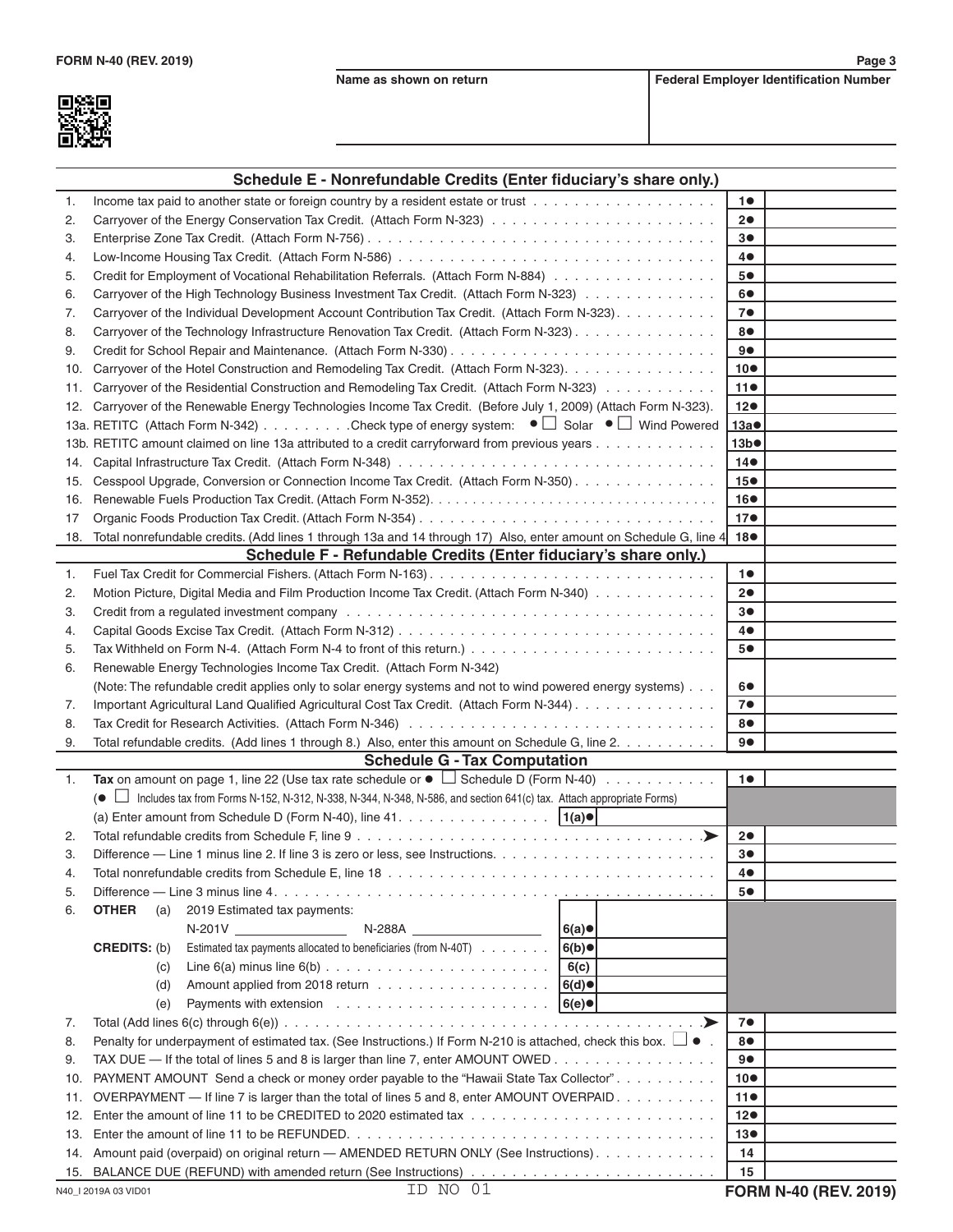| Name as shown on return | Federal Employer Identification Number |
|---|---|
| | |

## Schedule E - Nonrefundable Credits (Enter fiduciary's share only.)

| | | Line | Amount |
|---|---|---|---|
| 1. | Income tax paid to another state or foreign country by a resident estate or trust | 1● | |
| 2. | Carryover of the Energy Conservation Tax Credit. (Attach Form N-323) | 2● | |
| 3. | Enterprise Zone Tax Credit. (Attach Form N-756) | 3● | |
| 4. | Low-Income Housing Tax Credit. (Attach Form N-586) | 4● | |
| 5. | Credit for Employment of Vocational Rehabilitation Referrals. (Attach Form N-884) | 5● | |
| 6. | Carryover of the High Technology Business Investment Tax Credit. (Attach Form N-323) | 6● | |
| 7. | Carryover of the Individual Development Account Contribution Tax Credit. (Attach Form N-323) | 7● | |
| 8. | Carryover of the Technology Infrastructure Renovation Tax Credit. (Attach Form N-323) | 8● | |
| 9. | Credit for School Repair and Maintenance. (Attach Form N-330) | 9● | |
| 10. | Carryover of the Hotel Construction and Remodeling Tax Credit. (Attach Form N-323) | 10● | |
| 11. | Carryover of the Residential Construction and Remodeling Tax Credit. (Attach Form N-323) | 11● | |
| 12. | Carryover of the Renewable Energy Technologies Income Tax Credit. (Before July 1, 2009) (Attach Form N-323). | 12● | |
| 13a. | RETITC (Attach Form N-342) . Check type of energy system: ● ☐ Solar ● ☐ Wind Powered | 13a● | |
| 13b. | RETITC amount claimed on line 13a attributed to a credit carryforward from previous years | 13b● | |
| 14. | Capital Infrastructure Tax Credit. (Attach Form N-348) | 14● | |
| 15. | Cesspool Upgrade, Conversion or Connection Income Tax Credit. (Attach Form N-350) | 15● | |
| 16. | Renewable Fuels Production Tax Credit. (Attach Form N-352) | 16● | |
| 17 | Organic Foods Production Tax Credit. (Attach Form N-354) | 17● | |
| 18. | Total nonrefundable credits. (Add lines 1 through 13a and 14 through 17) Also, enter amount on Schedule G, line 4 | 18● | |

## Schedule F - Refundable Credits (Enter fiduciary's share only.)

| | | Line | Amount |
|---|---|---|---|
| 1. | Fuel Tax Credit for Commercial Fishers. (Attach Form N-163) | 1● | |
| 2. | Motion Picture, Digital Media and Film Production Income Tax Credit. (Attach Form N-340) | 2● | |
| 3. | Credit from a regulated investment company | 3● | |
| 4. | Capital Goods Excise Tax Credit. (Attach Form N-312) | 4● | |
| 5. | Tax Withheld on Form N-4. (Attach Form N-4 to front of this return.) | 5● | |
| 6. | Renewable Energy Technologies Income Tax Credit. (Attach Form N-342) (Note: The refundable credit applies only to solar energy systems and not to wind powered energy systems) | 6● | |
| 7. | Important Agricultural Land Qualified Agricultural Cost Tax Credit. (Attach Form N-344) | 7● | |
| 8. | Tax Credit for Research Activities. (Attach Form N-346) | 8● | |
| 9. | Total refundable credits. (Add lines 1 through 8.) Also, enter this amount on Schedule G, line 2. | 9● | |

## Schedule G - Tax Computation

| | | | | Line | Amount |
|---|---|---|---|---|---|
| 1. | **Tax** on amount on page 1, line 22 (Use tax rate schedule or ● ☐ Schedule D (Form N-40) (● ☐ Includes tax from Forms N-152, N-312, N-338, N-344, N-348, N-586, and section 641(c) tax. Attach appropriate Forms) | | | 1● | |
| | (a) Enter amount from Schedule D (Form N-40), line 41 | 1(a)● | | | |
| 2. | Total refundable credits from Schedule F, line 9 | | | 2● | |
| 3. | Difference — Line 1 minus line 2. If line 3 is zero or less, see Instructions. | | | 3● | |
| 4. | Total nonrefundable credits from Schedule E, line 18 | | | 4● | |
| 5. | Difference — Line 3 minus line 4. | | | 5● | |
| 6. | **OTHER CREDITS:** (a) 2019 Estimated tax payments: N-201V \_\_\_\_\_\_ N-288A \_\_\_\_\_\_ | 6(a)● | | | |
| | (b) Estimated tax payments allocated to beneficiaries (from N-40T) | 6(b)● | | | |
| | (c) Line 6(a) minus line 6(b) | 6(c) | | | |
| | (d) Amount applied from 2018 return | 6(d)● | | | |
| | (e) Payments with extension | 6(e)● | | | |
| 7. | Total (Add lines 6(c) through 6(e)) | | | 7● | |
| 8. | Penalty for underpayment of estimated tax. (See Instructions.) If Form N-210 is attached, check this box. ☐ ● | | | 8● | |
| 9. | TAX DUE — If the total of lines 5 and 8 is larger than line 7, enter AMOUNT OWED | | | 9● | |
| 10. | PAYMENT AMOUNT Send a check or money order payable to the "Hawaii State Tax Collector" | | | 10● | |
| 11. | OVERPAYMENT — If line 7 is larger than the total of lines 5 and 8, enter AMOUNT OVERPAID | | | 11● | |
| 12. | Enter the amount of line 11 to be CREDITED to 2020 estimated tax | | | 12● | |
| 13. | Enter the amount of line 11 to be REFUNDED. | | | 13● | |
| 14. | Amount paid (overpaid) on original return — AMENDED RETURN ONLY (See Instructions) | | | 14 | |
| 15. | BALANCE DUE (REFUND) with amended return (See Instructions) | | | 15 | |

N40_I 2019A 03 VID01 ID NO 01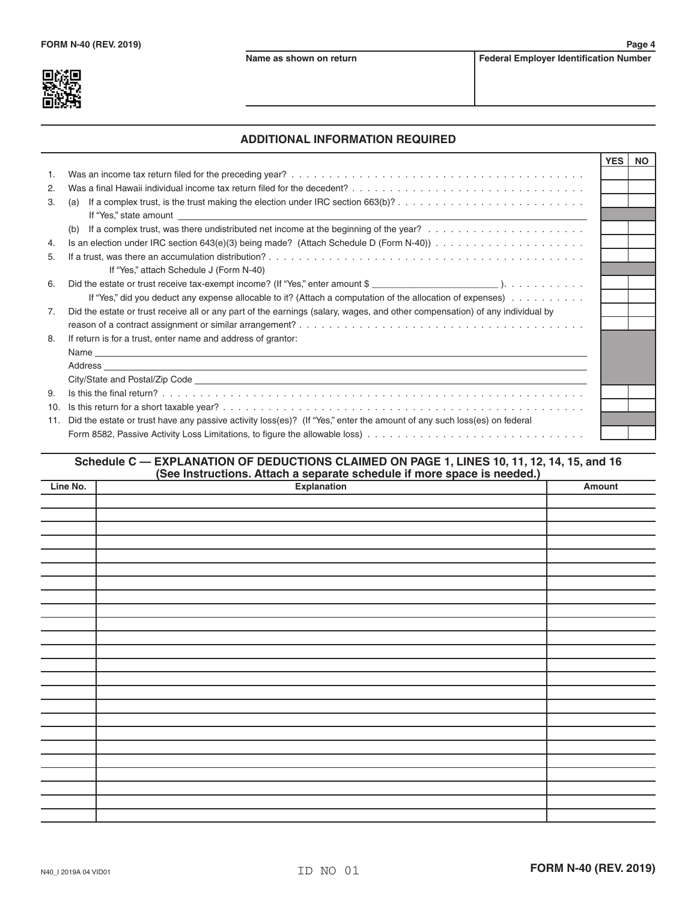| Name as shown on return | Federal Employer Identification Number |
|---|---|
| | |

## ADDITIONAL INFORMATION REQUIRED

| | | YES | NO |
|---|---|---|---|
| 1. | Was an income tax return filed for the preceding year? | | |
| 2. | Was a final Hawaii individual income tax return filed for the decedent? | | |
| 3. | (a) If a complex trust, is the trust making the election under IRC section 663(b)? | | |
| | If "Yes," state amount ______ | | |
| | (b) If a complex trust, was there undistributed net income at the beginning of the year? | | |
| 4. | Is an election under IRC section 643(e)(3) being made? (Attach Schedule D (Form N-40)) | | |
| 5. | If a trust, was there an accumulation distribution? | | |
| | If "Yes," attach Schedule J (Form N-40) | | |
| 6. | Did the estate or trust receive tax-exempt income? (If "Yes," enter amount $ ______ ). | | |
| | If "Yes," did you deduct any expense allocable to it? (Attach a computation of the allocation of expenses) | | |
| 7. | Did the estate or trust receive all or any part of the earnings (salary, wages, and other compensation) of any individual by reason of a contract assignment or similar arrangement? | | |
| 8. | If return is for a trust, enter name and address of grantor: | | |
| | Name ______ | | |
| | Address ______ | | |
| | City/State and Postal/Zip Code ______ | | |
| 9. | Is this the final return? | | |
| 10. | Is this return for a short taxable year? | | |
| 11. | Did the estate or trust have any passive activity loss(es)? (If "Yes," enter the amount of any such loss(es) on federal Form 8582, Passive Activity Loss Limitations, to figure the allowable loss) | | |

## Schedule C — EXPLANATION OF DEDUCTIONS CLAIMED ON PAGE 1, LINES 10, 11, 12, 14, 15, and 16
**(See Instructions. Attach a separate schedule if more space is needed.)**

| Line No. | Explanation | Amount |
|---|---|---|
| | | |
| | | |
| | | |
| | | |
| | | |
| | | |
| | | |
| | | |
| | | |
| | | |
| | | |
| | | |
| | | |
| | | |
| | | |
| | | |
| | | |
| | | |
| | | |
| | | |
| | | |
| | | |
| | | |
| | | |

N40_I 2019A 04 VID01

ID NO 01